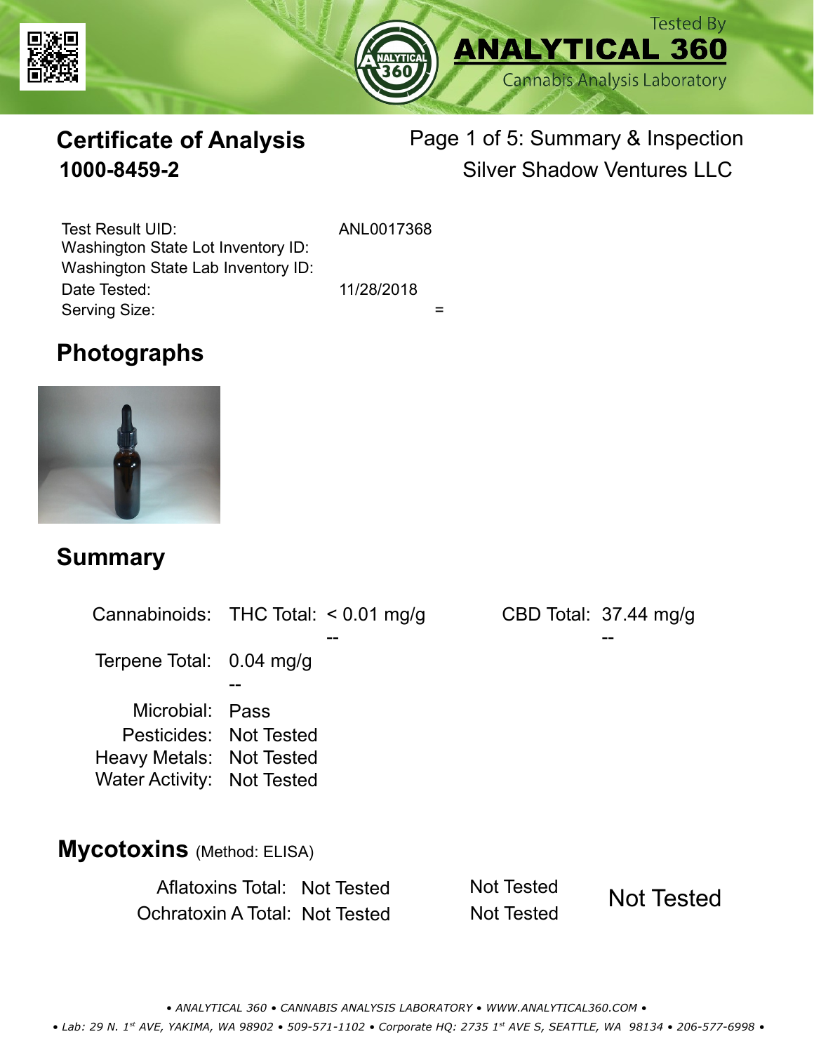Tested By
**ANALYTICAL 360**
Cannabis Analysis Laboratory

# Certificate of Analysis
**1000-8459-2**

Page 1 of 5: Summary & Inspection
Silver Shadow Ventures LLC

| | |
|---|---|
| Test Result UID: | ANL0017368 |
| Washington State Lot Inventory ID: | |
| Washington State Lab Inventory ID: | |
| Date Tested: | 11/28/2018 |
| Serving Size: | = |

## Photographs

## Summary

| | | | | |
|---|---|---|---|---|
| Cannabinoids: | THC Total: | < 0.01 mg/g | CBD Total: | 37.44 mg/g |
| | | -- | | -- |
| Terpene Total: | 0.04 mg/g | | | |
| | -- | | | |
| Microbial: | Pass | | | |
| Pesticides: | Not Tested | | | |
| Heavy Metals: | Not Tested | | | |
| Water Activity: | Not Tested | | | |

## Mycotoxins (Method: ELISA)

| | | | |
|---|---|---|---|
| Aflatoxins Total: | Not Tested | Not Tested | Not Tested |
| Ochratoxin A Total: | Not Tested | Not Tested | |

• ANALYTICAL 360 • CANNABIS ANALYSIS LABORATORY • WWW.ANALYTICAL360.COM •

• Lab: 29 N. 1st AVE, YAKIMA, WA 98902 • 509-571-1102 • Corporate HQ: 2735 1st AVE S, SEATTLE, WA 98134 • 206-577-6998 •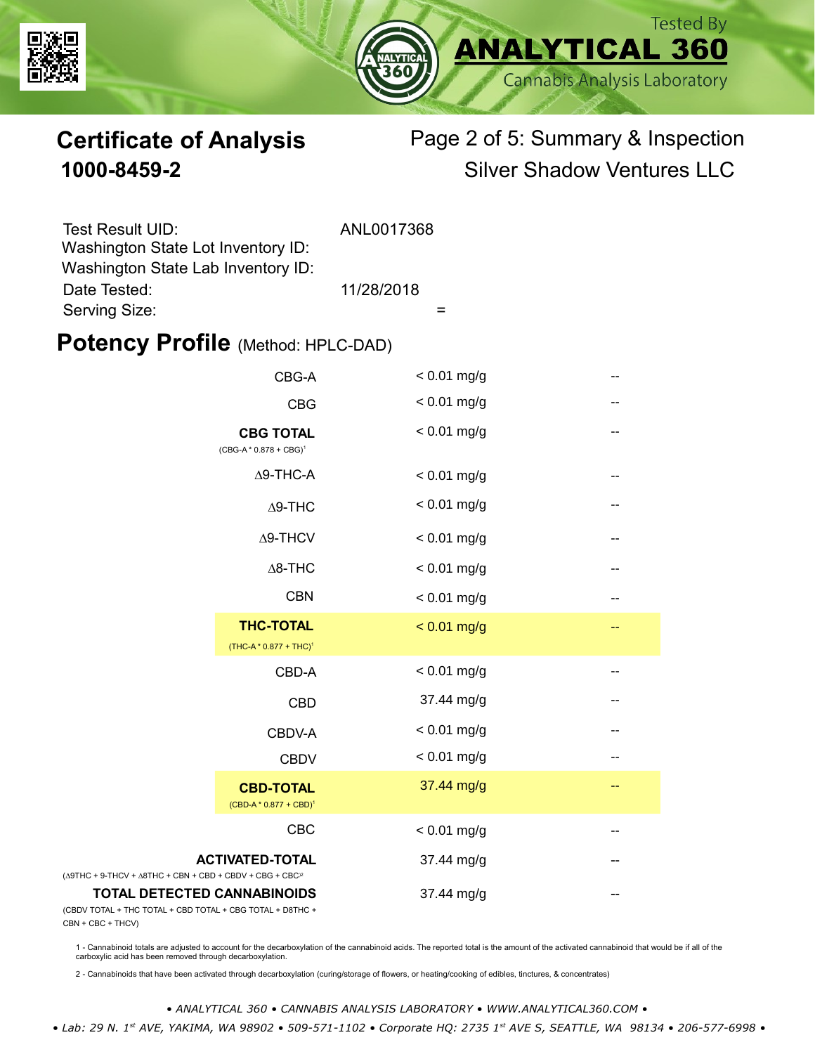Tested By **ANALYTICAL 360** Cannabis Analysis Laboratory

# Certificate of Analysis
## 1000-8459-2

Page 2 of 5: Summary & Inspection
Silver Shadow Ventures LLC

| | |
|---|---|
| Test Result UID: | ANL0017368 |
| Washington State Lot Inventory ID: | |
| Washington State Lab Inventory ID: | |
| Date Tested: | 11/28/2018 |
| Serving Size: | = |

## Potency Profile (Method: HPLC-DAD)

| Analyte | Result | |
|---|---|---|
| CBG-A | < 0.01 mg/g | -- |
| CBG | < 0.01 mg/g | -- |
| **CBG TOTAL** (CBG-A * 0.878 + CBG)[1] | < 0.01 mg/g | -- |
| Δ9-THC-A | < 0.01 mg/g | -- |
| Δ9-THC | < 0.01 mg/g | -- |
| Δ9-THCV | < 0.01 mg/g | -- |
| Δ8-THC | < 0.01 mg/g | -- |
| CBN | < 0.01 mg/g | -- |
| **THC-TOTAL** (THC-A * 0.877 + THC)[1] | < 0.01 mg/g | -- |
| CBD-A | < 0.01 mg/g | -- |
| CBD | 37.44 mg/g | -- |
| CBDV-A | < 0.01 mg/g | -- |
| CBDV | < 0.01 mg/g | -- |
| **CBD-TOTAL** (CBD-A * 0.877 + CBD)[1] | 37.44 mg/g | -- |
| CBC | < 0.01 mg/g | -- |
| **ACTIVATED-TOTAL** (Δ9THC + 9-THCV + Δ8THC + CBN + CBD + CBDV + CBG + CBC)[2] | 37.44 mg/g | -- |
| **TOTAL DETECTED CANNABINOIDS** (CBDV TOTAL + THC TOTAL + CBD TOTAL + CBG TOTAL + D8THC + CBN + CBC + THCV) | 37.44 mg/g | -- |

1 - Cannabinoid totals are adjusted to account for the decarboxylation of the cannabinoid acids. The reported total is the amount of the activated cannabinoid that would be if all of the carboxylic acid has been removed through decarboxylation.

2 - Cannabinoids that have been activated through decarboxylation (curing/storage of flowers, or heating/cooking of edibles, tinctures, & concentrates)

*• ANALYTICAL 360 • CANNABIS ANALYSIS LABORATORY • WWW.ANALYTICAL360.COM •*

*• Lab: 29 N. 1st AVE, YAKIMA, WA 98902 • 509-571-1102 • Corporate HQ: 2735 1st AVE S, SEATTLE, WA 98134 • 206-577-6998 •*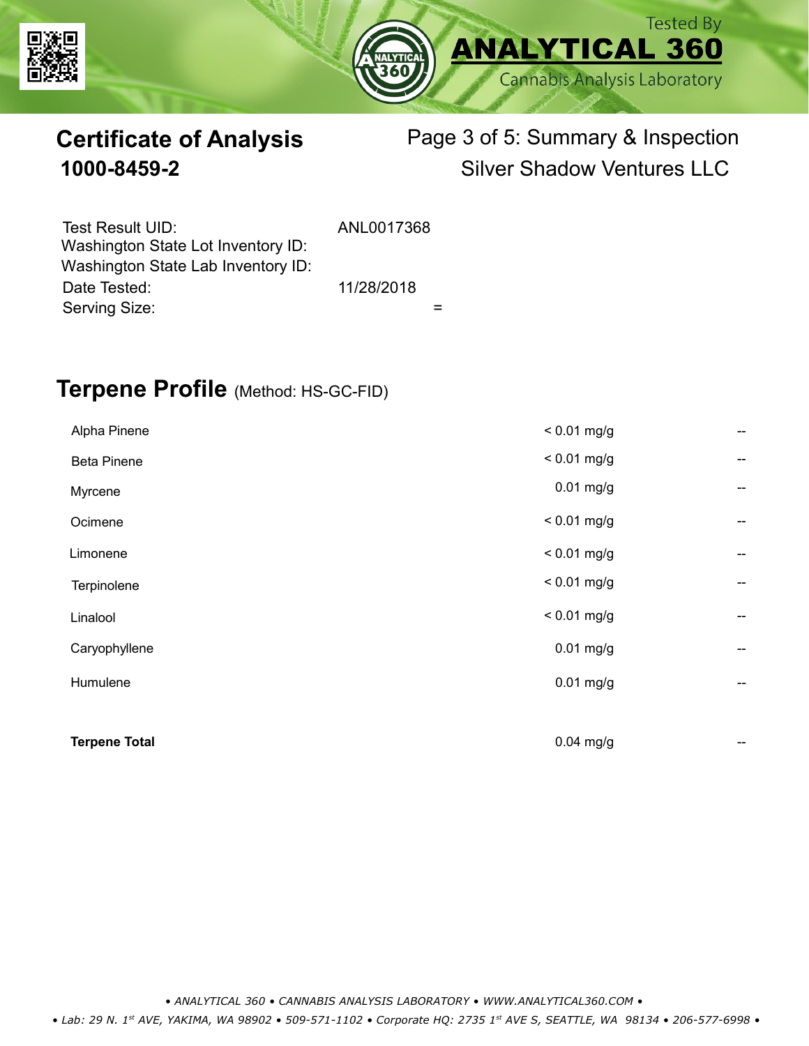# Certificate of Analysis

**1000-8459-2**

Page 3 of 5: Summary & Inspection

Silver Shadow Ventures LLC

| | |
|---|---|
| Test Result UID: | ANL0017368 |
| Washington State Lot Inventory ID: | |
| Washington State Lab Inventory ID: | |
| Date Tested: | 11/28/2018 |
| Serving Size: | = |

## Terpene Profile (Method: HS-GC-FID)

| Terpene | Result | |
|---|---|---|
| Alpha Pinene | < 0.01 mg/g | -- |
| Beta Pinene | < 0.01 mg/g | -- |
| Myrcene | 0.01 mg/g | -- |
| Ocimene | < 0.01 mg/g | -- |
| Limonene | < 0.01 mg/g | -- |
| Terpinolene | < 0.01 mg/g | -- |
| Linalool | < 0.01 mg/g | -- |
| Caryophyllene | 0.01 mg/g | -- |
| Humulene | 0.01 mg/g | -- |
| **Terpene Total** | 0.04 mg/g | -- |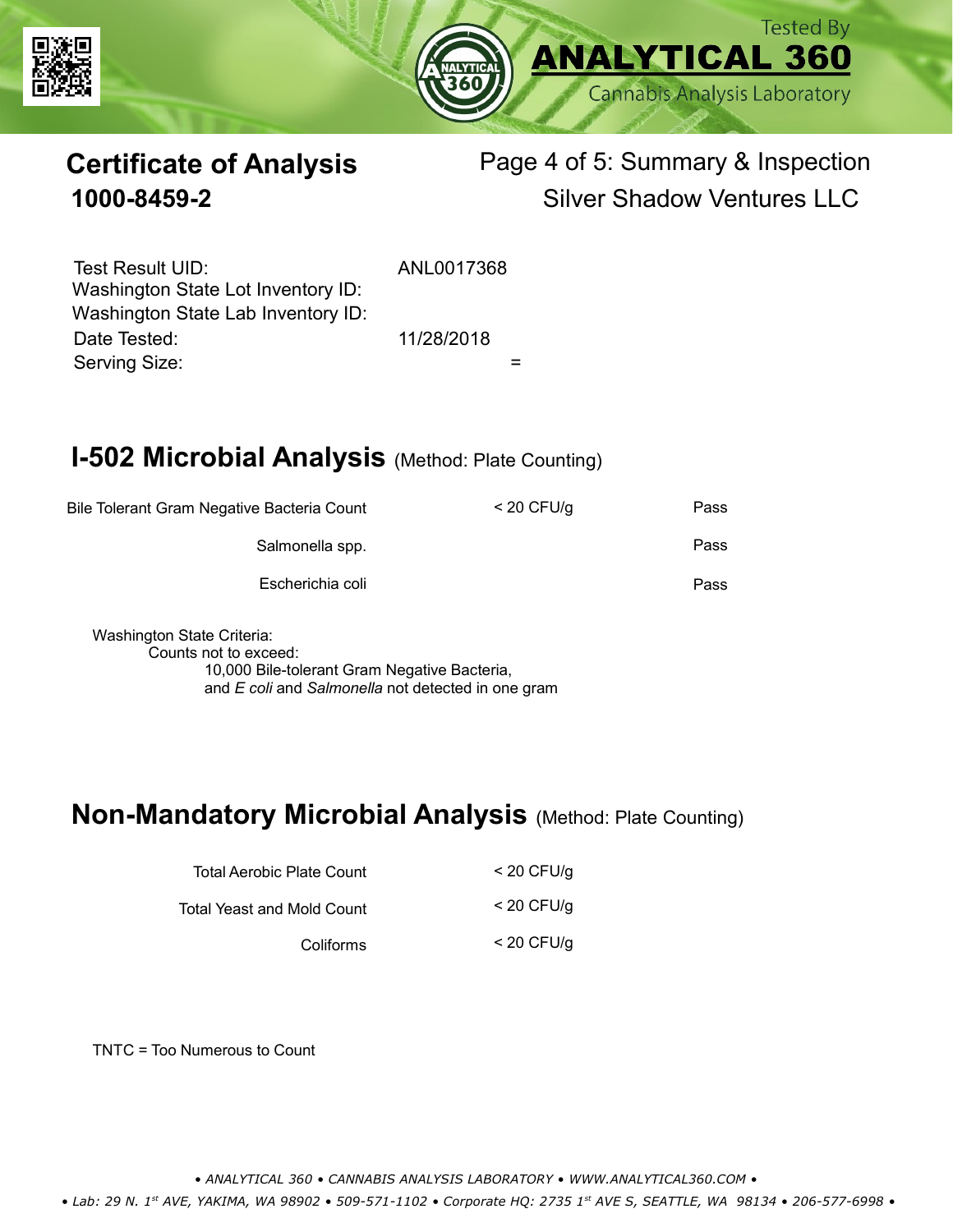Tested By
**ANALYTICAL 360**
Cannabis Analysis Laboratory

# Certificate of Analysis
**1000-8459-2**

Page 4 of 5: Summary & Inspection
Silver Shadow Ventures LLC

| | |
|---|---|
| Test Result UID: | ANL0017368 |
| Washington State Lot Inventory ID: | |
| Washington State Lab Inventory ID: | |
| Date Tested: | 11/28/2018 |
| Serving Size: | = |

## I-502 Microbial Analysis (Method: Plate Counting)

| | | |
|---|---|---|
| Bile Tolerant Gram Negative Bacteria Count | < 20 CFU/g | Pass |
| Salmonella spp. | | Pass |
| Escherichia coli | | Pass |

Washington State Criteria:
Counts not to exceed:
10,000 Bile-tolerant Gram Negative Bacteria,
and *E coli* and *Salmonella* not detected in one gram

## Non-Mandatory Microbial Analysis (Method: Plate Counting)

| | |
|---|---|
| Total Aerobic Plate Count | < 20 CFU/g |
| Total Yeast and Mold Count | < 20 CFU/g |
| Coliforms | < 20 CFU/g |

TNTC = Too Numerous to Count

*• ANALYTICAL 360 • CANNABIS ANALYSIS LABORATORY • WWW.ANALYTICAL360.COM •*

*• Lab: 29 N. 1st AVE, YAKIMA, WA 98902 • 509-571-1102 • Corporate HQ: 2735 1st AVE S, SEATTLE, WA 98134 • 206-577-6998 •*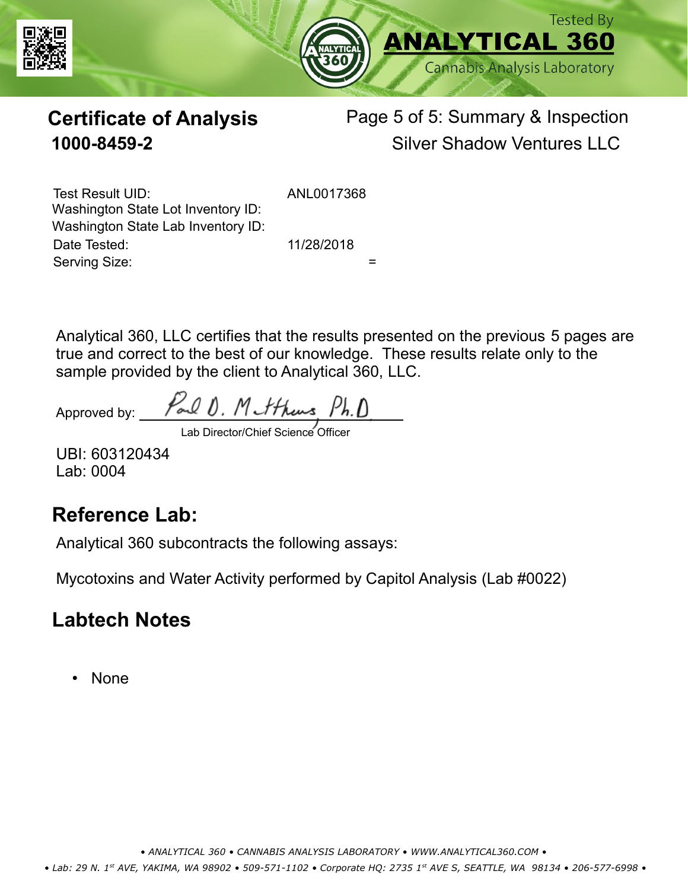# Certificate of Analysis

**1000-8459-2**

Page 5 of 5: Summary & Inspection

Silver Shadow Ventures LLC

| | |
|---|---|
| Test Result UID: | ANL0017368 |
| Washington State Lot Inventory ID: | |
| Washington State Lab Inventory ID: | |
| Date Tested: | 11/28/2018 |
| Serving Size: | = |

Analytical 360, LLC certifies that the results presented on the previous 5 pages are true and correct to the best of our knowledge. These results relate only to the sample provided by the client to Analytical 360, LLC.

Approved by: Paul D. Matthews, Ph.D

Lab Director/Chief Science Officer

UBI: 603120434

Lab: 0004

## Reference Lab:

Analytical 360 subcontracts the following assays:

Mycotoxins and Water Activity performed by Capitol Analysis (Lab #0022)

## Labtech Notes

- None

• ANALYTICAL 360 • CANNABIS ANALYSIS LABORATORY • WWW.ANALYTICAL360.COM •

• Lab: 29 N. 1st AVE, YAKIMA, WA 98902 • 509-571-1102 • Corporate HQ: 2735 1st AVE S, SEATTLE, WA 98134 • 206-577-6998 •